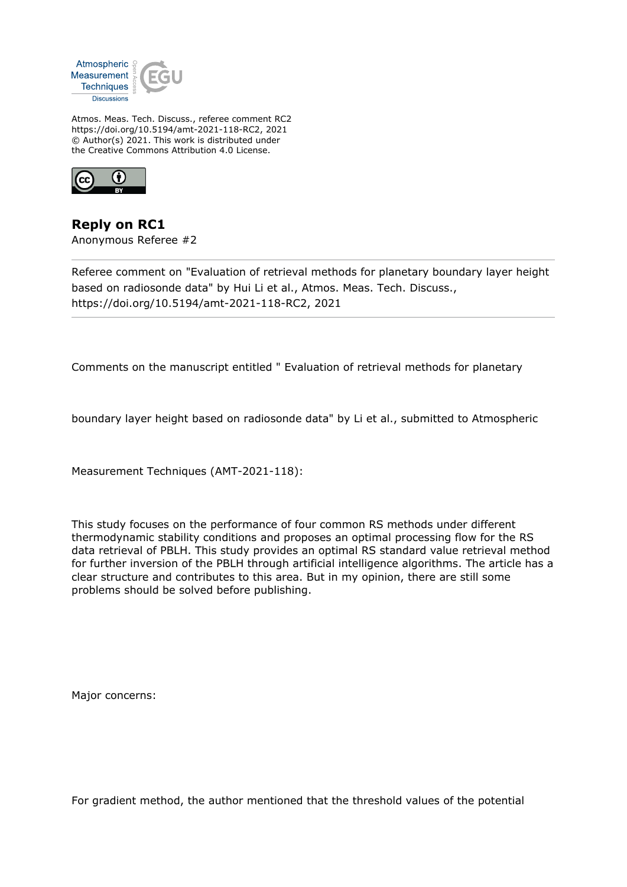Atmos. Meas. Tech. Discuss., referee comment RC2
https://doi.org/10.5194/amt-2021-118-RC2, 2021
© Author(s) 2021. This work is distributed under
the Creative Commons Attribution 4.0 License.

## Reply on RC1

Anonymous Referee #2

---

Referee comment on "Evaluation of retrieval methods for planetary boundary layer height based on radiosonde data" by Hui Li et al., Atmos. Meas. Tech. Discuss., https://doi.org/10.5194/amt-2021-118-RC2, 2021

---

Comments on the manuscript entitled " Evaluation of retrieval methods for planetary

boundary layer height based on radiosonde data" by Li et al., submitted to Atmospheric

Measurement Techniques (AMT-2021-118):

This study focuses on the performance of four common RS methods under different thermodynamic stability conditions and proposes an optimal processing flow for the RS data retrieval of PBLH. This study provides an optimal RS standard value retrieval method for further inversion of the PBLH through artificial intelligence algorithms. The article has a clear structure and contributes to this area. But in my opinion, there are still some problems should be solved before publishing.

Major concerns:

For gradient method, the author mentioned that the threshold values of the potential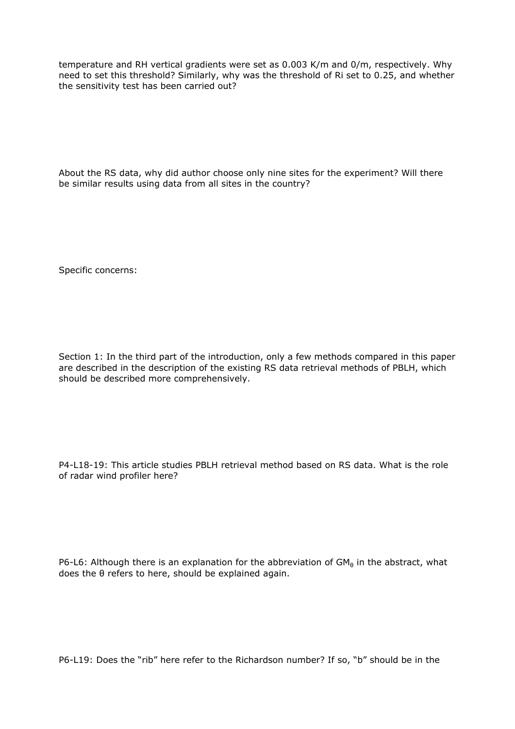temperature and RH vertical gradients were set as 0.003 K/m and 0/m, respectively. Why need to set this threshold? Similarly, why was the threshold of Ri set to 0.25, and whether the sensitivity test has been carried out?

About the RS data, why did author choose only nine sites for the experiment? Will there be similar results using data from all sites in the country?

Specific concerns:

Section 1: In the third part of the introduction, only a few methods compared in this paper are described in the description of the existing RS data retrieval methods of PBLH, which should be described more comprehensively.

P4-L18-19: This article studies PBLH retrieval method based on RS data. What is the role of radar wind profiler here?

P6-L6: Although there is an explanation for the abbreviation of $GM_\theta$ in the abstract, what does the θ refers to here, should be explained again.

P6-L19: Does the "rib" here refer to the Richardson number? If so, "b" should be in the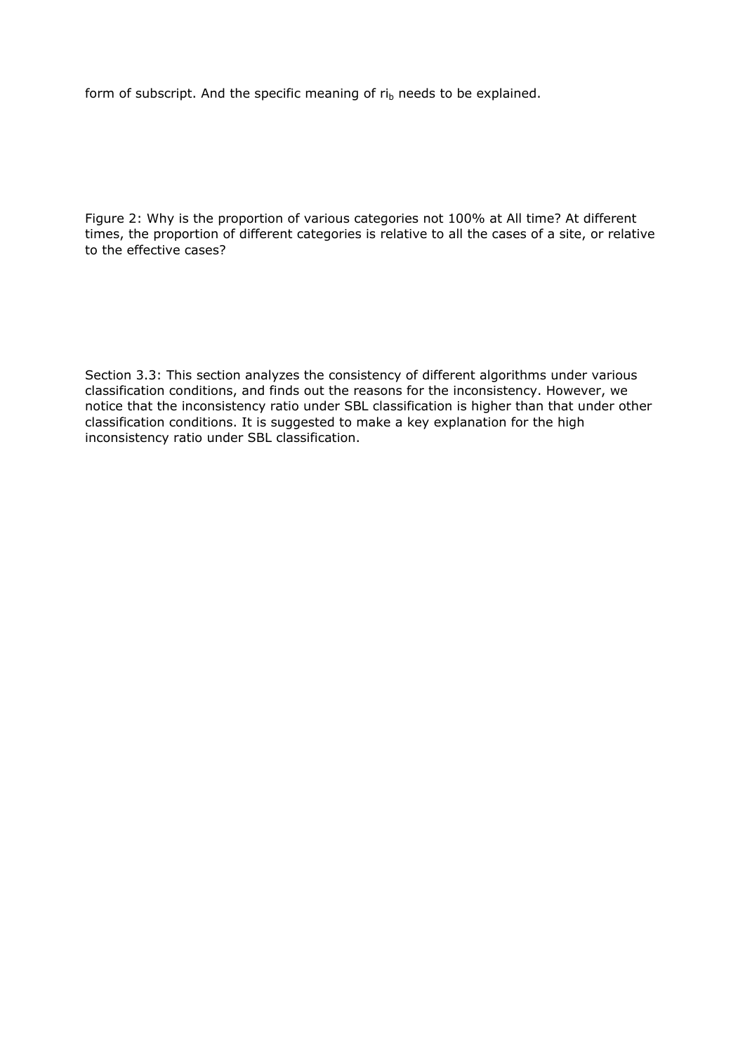form of subscript. And the specific meaning of $ri_b$ needs to be explained.

Figure 2: Why is the proportion of various categories not 100% at All time? At different times, the proportion of different categories is relative to all the cases of a site, or relative to the effective cases?

Section 3.3: This section analyzes the consistency of different algorithms under various classification conditions, and finds out the reasons for the inconsistency. However, we notice that the inconsistency ratio under SBL classification is higher than that under other classification conditions. It is suggested to make a key explanation for the high inconsistency ratio under SBL classification.